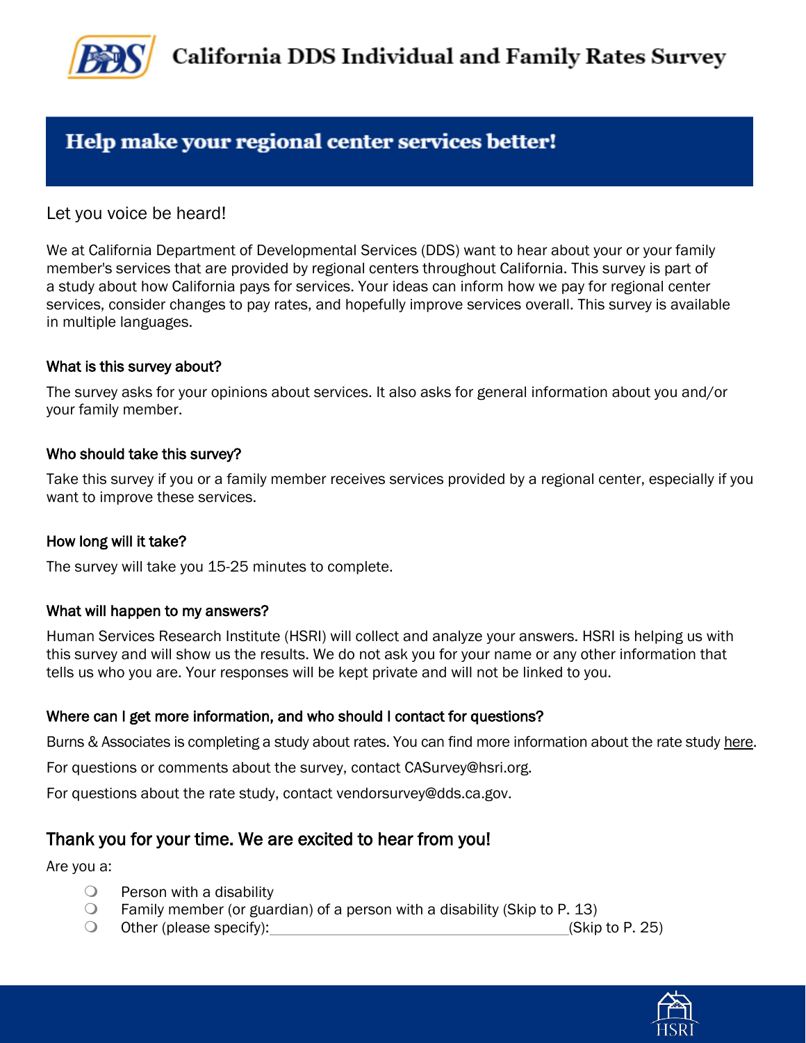# California DDS Individual and Family Rates Survey

## Help make your regional center services better!

Let you voice be heard!

We at California Department of Developmental Services (DDS) want to hear about your or your family member's services that are provided by regional centers throughout California. This survey is part of a study about how California pays for services. Your ideas can inform how we pay for regional center services, consider changes to pay rates, and hopefully improve services overall. This survey is available in multiple languages.

### What is this survey about?

The survey asks for your opinions about services. It also asks for general information about you and/or your family member.

### Who should take this survey?

Take this survey if you or a family member receives services provided by a regional center, especially if you want to improve these services.

### How long will it take?

The survey will take you 15-25 minutes to complete.

### What will happen to my answers?

Human Services Research Institute (HSRI) will collect and analyze your answers. HSRI is helping us with this survey and will show us the results. We do not ask you for your name or any other information that tells us who you are. Your responses will be kept private and will not be linked to you.

### Where can I get more information, and who should I contact for questions?

Burns & Associates is completing a study about rates. You can find more information about the rate study here.

For questions or comments about the survey, contact CASurvey@hsri.org.

For questions about the rate study, contact vendorsurvey@dds.ca.gov.

## Thank you for your time. We are excited to hear from you!

Are you a:

- ❍ Person with a disability
- ❍ Family member (or guardian) of a person with a disability (Skip to P. 13)
- ❍ Other (please specify):\_\_\_\_\_\_\_\_\_\_\_\_\_\_\_\_\_\_\_\_\_\_\_\_\_\_\_\_\_\_\_\_\_\_(Skip to P. 25)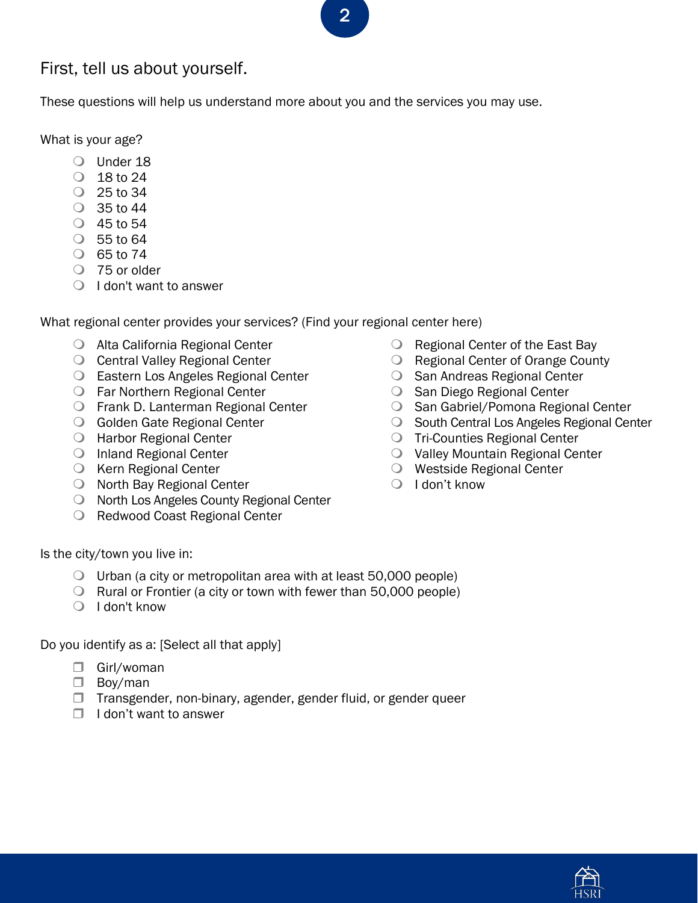## First, tell us about yourself.

These questions will help us understand more about you and the services you may use.

What is your age?

- ❍ Under 18
- ❍ 18 to 24
- ❍ 25 to 34
- ❍ 35 to 44
- ❍ 45 to 54
- ❍ 55 to 64
- ❍ 65 to 74
- ❍ 75 or older
- ❍ I don't want to answer

What regional center provides your services? (Find your regional center here)

- ❍ Alta California Regional Center
- ❍ Central Valley Regional Center
- ❍ Eastern Los Angeles Regional Center
- ❍ Far Northern Regional Center
- ❍ Frank D. Lanterman Regional Center
- ❍ Golden Gate Regional Center
- ❍ Harbor Regional Center
- ❍ Inland Regional Center
- ❍ Kern Regional Center
- ❍ North Bay Regional Center
- ❍ North Los Angeles County Regional Center
- ❍ Redwood Coast Regional Center
- ❍ Regional Center of the East Bay
- ❍ Regional Center of Orange County
- ❍ San Andreas Regional Center
- ❍ San Diego Regional Center
- ❍ San Gabriel/Pomona Regional Center
- ❍ South Central Los Angeles Regional Center
- ❍ Tri-Counties Regional Center
- ❍ Valley Mountain Regional Center
- ❍ Westside Regional Center
- ❍ I don't know

Is the city/town you live in:

- ❍ Urban (a city or metropolitan area with at least 50,000 people)
- ❍ Rural or Frontier (a city or town with fewer than 50,000 people)
- ❍ I don't know

Do you identify as a: [Select all that apply]

- ❒ Girl/woman
- ❒ Boy/man
- ❒ Transgender, non-binary, agender, gender fluid, or gender queer
- ❒ I don't want to answer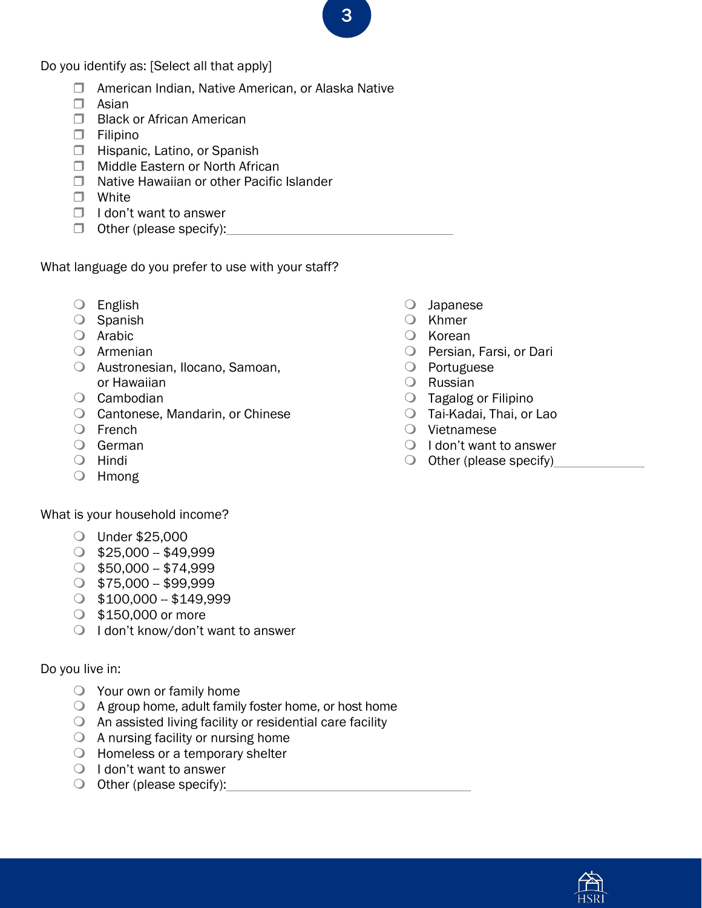Do you identify as: [Select all that apply]

- ❒ American Indian, Native American, or Alaska Native
- ❒ Asian
- ❒ Black or African American
- ❒ Filipino
- ❒ Hispanic, Latino, or Spanish
- ❒ Middle Eastern or North African
- ❒ Native Hawaiian or other Pacific Islander
- ❒ White
- ❒ I don't want to answer
- ❒ Other (please specify):________________________________

What language do you prefer to use with your staff?

- ❍ English
- ❍ Spanish
- ❍ Arabic
- ❍ Armenian
- ❍ Austronesian, Ilocano, Samoan, or Hawaiian
- ❍ Cambodian
- ❍ Cantonese, Mandarin, or Chinese
- ❍ French
- ❍ German
- ❍ Hindi
- ❍ Hmong
- ❍ Japanese
- ❍ Khmer
- ❍ Korean
- ❍ Persian, Farsi, or Dari
- ❍ Portuguese
- ❍ Russian
- ❍ Tagalog or Filipino
- ❍ Tai-Kadai, Thai, or Lao
- ❍ Vietnamese
- ❍ I don't want to answer
- ❍ Other (please specify)____________

What is your household income?

- ❍ Under $25,000
- ❍ $25,000 – $49,999
- ❍ $50,000 – $74,999
- ❍ $75,000 – $99,999
- ❍ $100,000 -- $149,999
- ❍ $150,000 or more
- ❍ I don't know/don't want to answer

Do you live in:

- ❍ Your own or family home
- ❍ A group home, adult family foster home, or host home
- ❍ An assisted living facility or residential care facility
- ❍ A nursing facility or nursing home
- ❍ Homeless or a temporary shelter
- ❍ I don't want to answer
- ❍ Other (please specify):__________________________________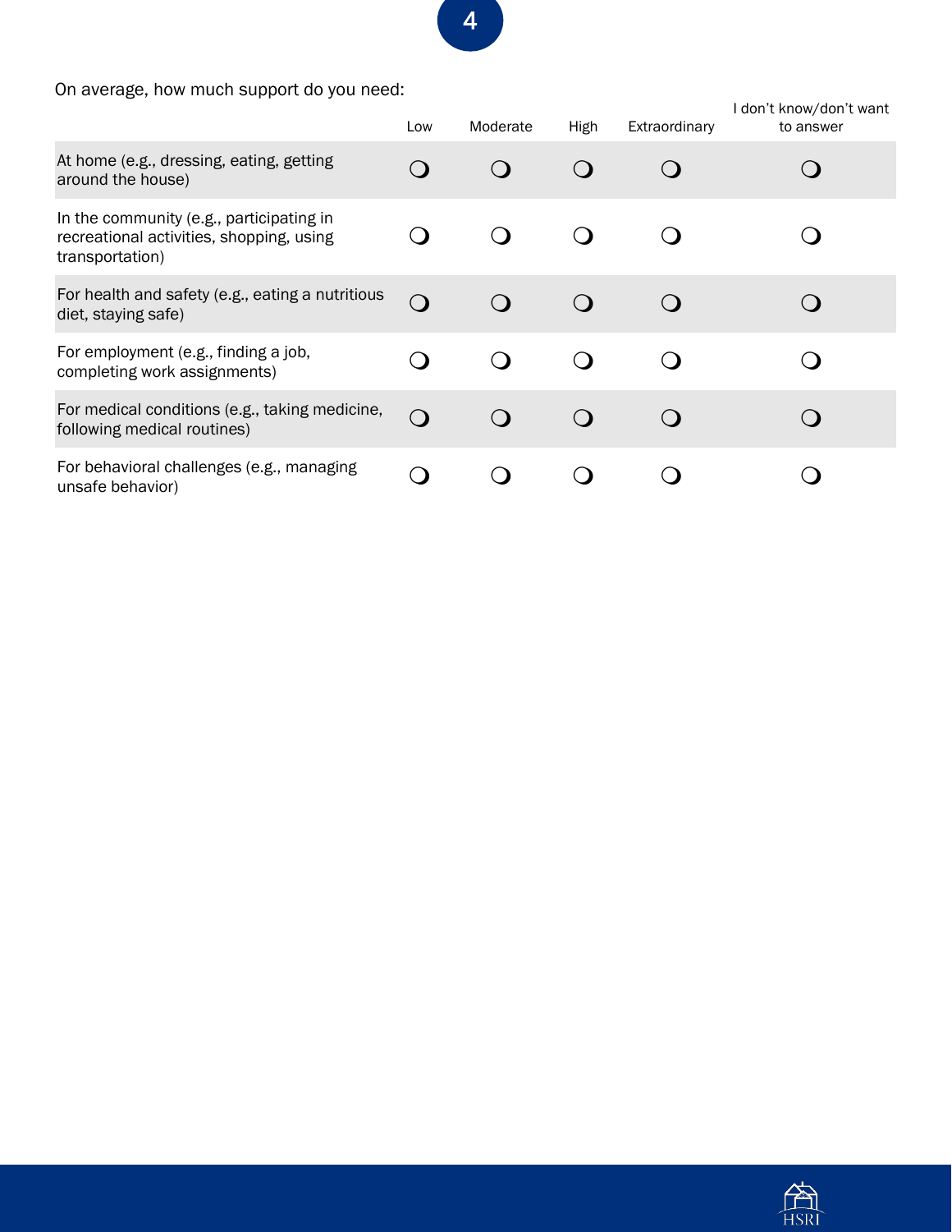On average, how much support do you need:

| | Low | Moderate | High | Extraordinary | I don't know/don't want to answer |
|---|---|---|---|---|---|
| At home (e.g., dressing, eating, getting around the house) | ❍ | ❍ | ❍ | ❍ | ❍ |
| In the community (e.g., participating in recreational activities, shopping, using transportation) | ❍ | ❍ | ❍ | ❍ | ❍ |
| For health and safety (e.g., eating a nutritious diet, staying safe) | ❍ | ❍ | ❍ | ❍ | ❍ |
| For employment (e.g., finding a job, completing work assignments) | ❍ | ❍ | ❍ | ❍ | ❍ |
| For medical conditions (e.g., taking medicine, following medical routines) | ❍ | ❍ | ❍ | ❍ | ❍ |
| For behavioral challenges (e.g., managing unsafe behavior) | ❍ | ❍ | ❍ | ❍ | ❍ |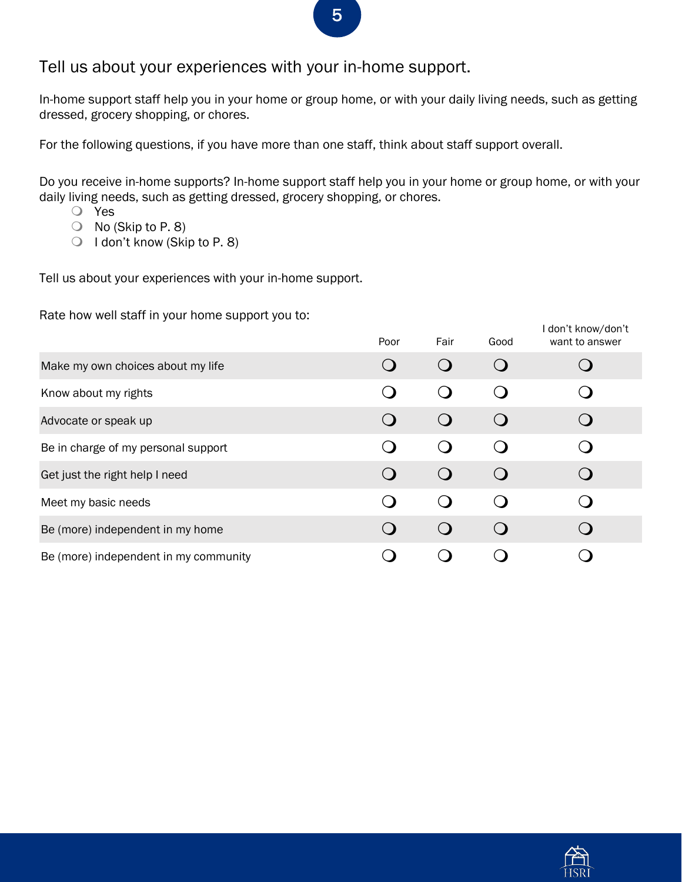## Tell us about your experiences with your in-home support.

In-home support staff help you in your home or group home, or with your daily living needs, such as getting dressed, grocery shopping, or chores.

For the following questions, if you have more than one staff, think about staff support overall.

Do you receive in-home supports? In-home support staff help you in your home or group home, or with your daily living needs, such as getting dressed, grocery shopping, or chores.

- ❍ Yes
- ❍ No (Skip to P. 8)
- ❍ I don't know (Skip to P. 8)

Tell us about your experiences with your in-home support.

Rate how well staff in your home support you to:

| | Poor | Fair | Good | I don't know/don't want to answer |
|---|---|---|---|---|
| Make my own choices about my life | ❍ | ❍ | ❍ | ❍ |
| Know about my rights | ❍ | ❍ | ❍ | ❍ |
| Advocate or speak up | ❍ | ❍ | ❍ | ❍ |
| Be in charge of my personal support | ❍ | ❍ | ❍ | ❍ |
| Get just the right help I need | ❍ | ❍ | ❍ | ❍ |
| Meet my basic needs | ❍ | ❍ | ❍ | ❍ |
| Be (more) independent in my home | ❍ | ❍ | ❍ | ❍ |
| Be (more) independent in my community | ❍ | ❍ | ❍ | ❍ |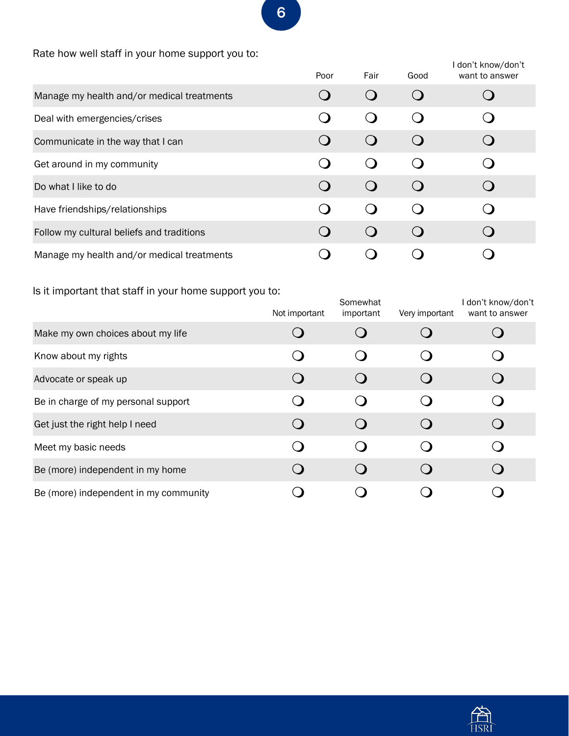Rate how well staff in your home support you to:

| | Poor | Fair | Good | I don't know/don't want to answer |
|---|---|---|---|---|
| Manage my health and/or medical treatments | ❍ | ❍ | ❍ | ❍ |
| Deal with emergencies/crises | ❍ | ❍ | ❍ | ❍ |
| Communicate in the way that I can | ❍ | ❍ | ❍ | ❍ |
| Get around in my community | ❍ | ❍ | ❍ | ❍ |
| Do what I like to do | ❍ | ❍ | ❍ | ❍ |
| Have friendships/relationships | ❍ | ❍ | ❍ | ❍ |
| Follow my cultural beliefs and traditions | ❍ | ❍ | ❍ | ❍ |
| Manage my health and/or medical treatments | ❍ | ❍ | ❍ | ❍ |

Is it important that staff in your home support you to:

| | Not important | Somewhat important | Very important | I don't know/don't want to answer |
|---|---|---|---|---|
| Make my own choices about my life | ❍ | ❍ | ❍ | ❍ |
| Know about my rights | ❍ | ❍ | ❍ | ❍ |
| Advocate or speak up | ❍ | ❍ | ❍ | ❍ |
| Be in charge of my personal support | ❍ | ❍ | ❍ | ❍ |
| Get just the right help I need | ❍ | ❍ | ❍ | ❍ |
| Meet my basic needs | ❍ | ❍ | ❍ | ❍ |
| Be (more) independent in my home | ❍ | ❍ | ❍ | ❍ |
| Be (more) independent in my community | ❍ | ❍ | ❍ | ❍ |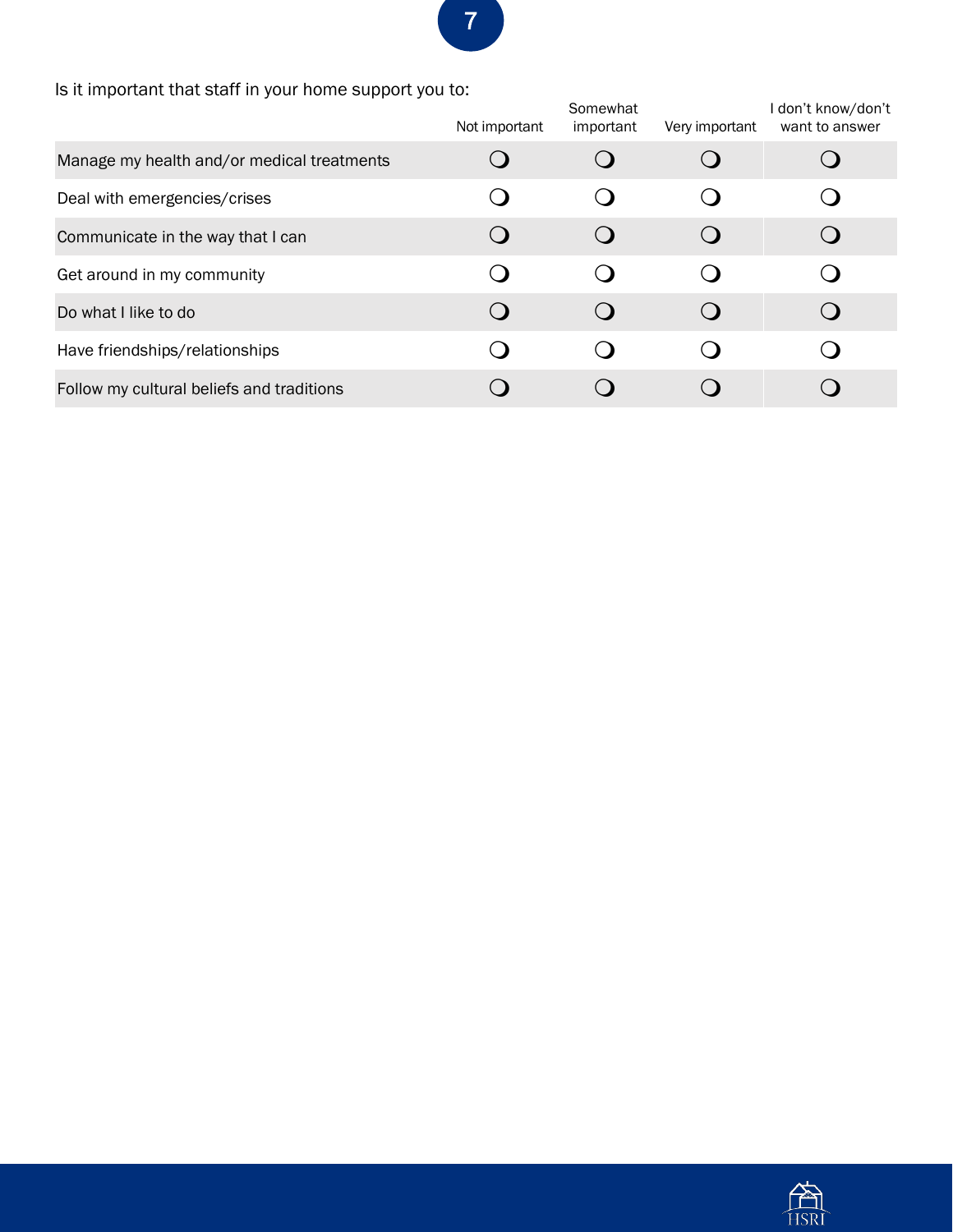Is it important that staff in your home support you to:

| | Not important | Somewhat important | Very important | I don't know/don't want to answer |
|---|---|---|---|---|
| Manage my health and/or medical treatments | ❍ | ❍ | ❍ | ❍ |
| Deal with emergencies/crises | ❍ | ❍ | ❍ | ❍ |
| Communicate in the way that I can | ❍ | ❍ | ❍ | ❍ |
| Get around in my community | ❍ | ❍ | ❍ | ❍ |
| Do what I like to do | ❍ | ❍ | ❍ | ❍ |
| Have friendships/relationships | ❍ | ❍ | ❍ | ❍ |
| Follow my cultural beliefs and traditions | ❍ | ❍ | ❍ | ❍ |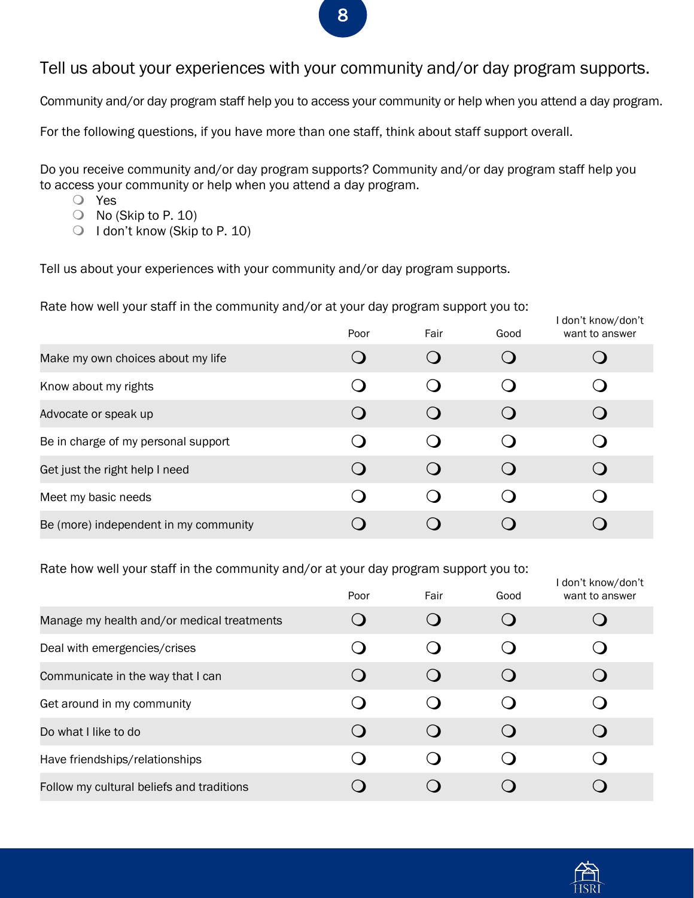## Tell us about your experiences with your community and/or day program supports.

Community and/or day program staff help you to access your community or help when you attend a day program.

For the following questions, if you have more than one staff, think about staff support overall.

Do you receive community and/or day program supports? Community and/or day program staff help you to access your community or help when you attend a day program.

- ❍ Yes
- ❍ No (Skip to P. 10)
- ❍ I don't know (Skip to P. 10)

Tell us about your experiences with your community and/or day program supports.

Rate how well your staff in the community and/or at your day program support you to:

| | Poor | Fair | Good | I don't know/don't want to answer |
|---|---|---|---|---|
| Make my own choices about my life | ❍ | ❍ | ❍ | ❍ |
| Know about my rights | ❍ | ❍ | ❍ | ❍ |
| Advocate or speak up | ❍ | ❍ | ❍ | ❍ |
| Be in charge of my personal support | ❍ | ❍ | ❍ | ❍ |
| Get just the right help I need | ❍ | ❍ | ❍ | ❍ |
| Meet my basic needs | ❍ | ❍ | ❍ | ❍ |
| Be (more) independent in my community | ❍ | ❍ | ❍ | ❍ |

Rate how well your staff in the community and/or at your day program support you to:

| | Poor | Fair | Good | I don't know/don't want to answer |
|---|---|---|---|---|
| Manage my health and/or medical treatments | ❍ | ❍ | ❍ | ❍ |
| Deal with emergencies/crises | ❍ | ❍ | ❍ | ❍ |
| Communicate in the way that I can | ❍ | ❍ | ❍ | ❍ |
| Get around in my community | ❍ | ❍ | ❍ | ❍ |
| Do what I like to do | ❍ | ❍ | ❍ | ❍ |
| Have friendships/relationships | ❍ | ❍ | ❍ | ❍ |
| Follow my cultural beliefs and traditions | ❍ | ❍ | ❍ | ❍ |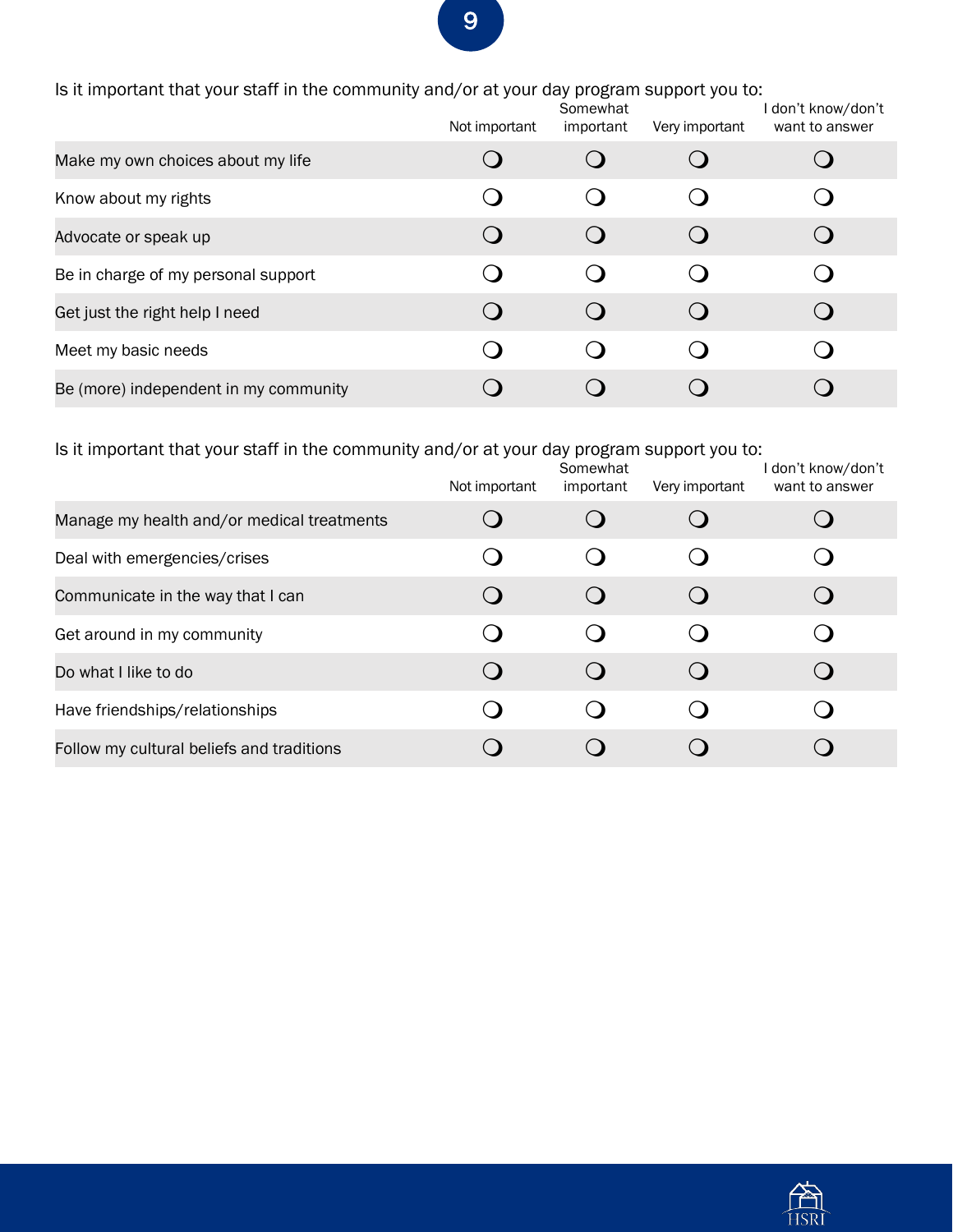Is it important that your staff in the community and/or at your day program support you to:

| | Not important | Somewhat important | Very important | I don't know/don't want to answer |
|---|---|---|---|---|
| Make my own choices about my life | ❍ | ❍ | ❍ | ❍ |
| Know about my rights | ❍ | ❍ | ❍ | ❍ |
| Advocate or speak up | ❍ | ❍ | ❍ | ❍ |
| Be in charge of my personal support | ❍ | ❍ | ❍ | ❍ |
| Get just the right help I need | ❍ | ❍ | ❍ | ❍ |
| Meet my basic needs | ❍ | ❍ | ❍ | ❍ |
| Be (more) independent in my community | ❍ | ❍ | ❍ | ❍ |

Is it important that your staff in the community and/or at your day program support you to:

| | Not important | Somewhat important | Very important | I don't know/don't want to answer |
|---|---|---|---|---|
| Manage my health and/or medical treatments | ❍ | ❍ | ❍ | ❍ |
| Deal with emergencies/crises | ❍ | ❍ | ❍ | ❍ |
| Communicate in the way that I can | ❍ | ❍ | ❍ | ❍ |
| Get around in my community | ❍ | ❍ | ❍ | ❍ |
| Do what I like to do | ❍ | ❍ | ❍ | ❍ |
| Have friendships/relationships | ❍ | ❍ | ❍ | ❍ |
| Follow my cultural beliefs and traditions | ❍ | ❍ | ❍ | ❍ |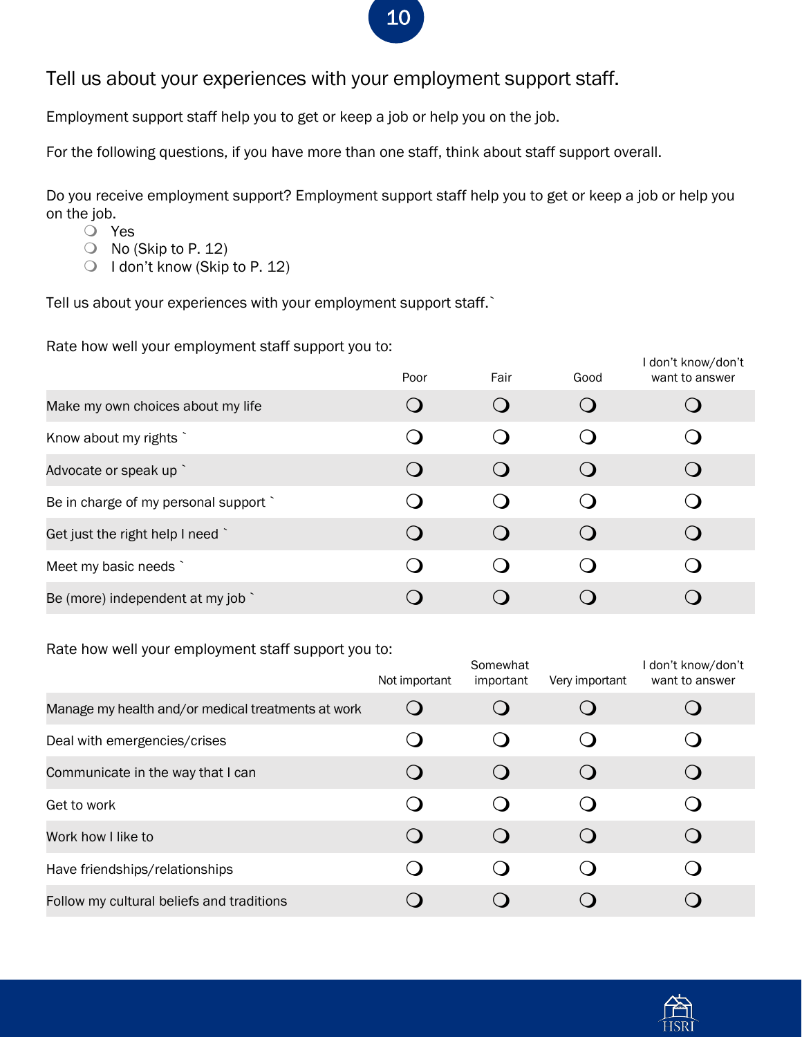## Tell us about your experiences with your employment support staff.

Employment support staff help you to get or keep a job or help you on the job.

For the following questions, if you have more than one staff, think about staff support overall.

Do you receive employment support? Employment support staff help you to get or keep a job or help you on the job.

- ❍ Yes
- ❍ No (Skip to P. 12)
- ❍ I don't know (Skip to P. 12)

Tell us about your experiences with your employment support staff.`

Rate how well your employment staff support you to:

| | Poor | Fair | Good | I don't know/don't want to answer |
|---|---|---|---|---|
| Make my own choices about my life | ❍ | ❍ | ❍ | ❍ |
| Know about my rights ` | ❍ | ❍ | ❍ | ❍ |
| Advocate or speak up ` | ❍ | ❍ | ❍ | ❍ |
| Be in charge of my personal support ` | ❍ | ❍ | ❍ | ❍ |
| Get just the right help I need ` | ❍ | ❍ | ❍ | ❍ |
| Meet my basic needs ` | ❍ | ❍ | ❍ | ❍ |
| Be (more) independent at my job ` | ❍ | ❍ | ❍ | ❍ |

Rate how well your employment staff support you to:

| | Not important | Somewhat important | Very important | I don't know/don't want to answer |
|---|---|---|---|---|
| Manage my health and/or medical treatments at work | ❍ | ❍ | ❍ | ❍ |
| Deal with emergencies/crises | ❍ | ❍ | ❍ | ❍ |
| Communicate in the way that I can | ❍ | ❍ | ❍ | ❍ |
| Get to work | ❍ | ❍ | ❍ | ❍ |
| Work how I like to | ❍ | ❍ | ❍ | ❍ |
| Have friendships/relationships | ❍ | ❍ | ❍ | ❍ |
| Follow my cultural beliefs and traditions | ❍ | ❍ | ❍ | ❍ |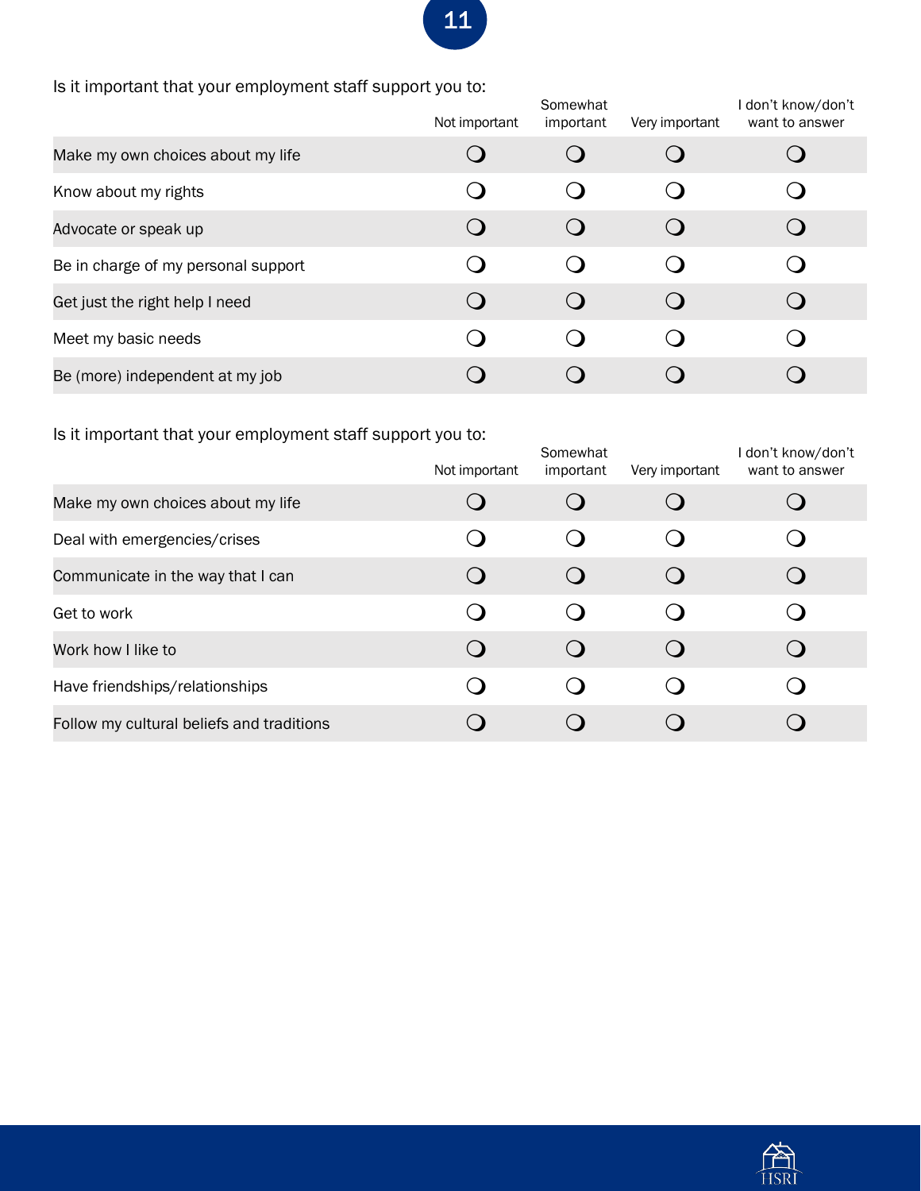Is it important that your employment staff support you to:

| | Not important | Somewhat important | Very important | I don't know/don't want to answer |
|---|---|---|---|---|
| Make my own choices about my life | ❍ | ❍ | ❍ | ❍ |
| Know about my rights | ❍ | ❍ | ❍ | ❍ |
| Advocate or speak up | ❍ | ❍ | ❍ | ❍ |
| Be in charge of my personal support | ❍ | ❍ | ❍ | ❍ |
| Get just the right help I need | ❍ | ❍ | ❍ | ❍ |
| Meet my basic needs | ❍ | ❍ | ❍ | ❍ |
| Be (more) independent at my job | ❍ | ❍ | ❍ | ❍ |

Is it important that your employment staff support you to:

| | Not important | Somewhat important | Very important | I don't know/don't want to answer |
|---|---|---|---|---|
| Make my own choices about my life | ❍ | ❍ | ❍ | ❍ |
| Deal with emergencies/crises | ❍ | ❍ | ❍ | ❍ |
| Communicate in the way that I can | ❍ | ❍ | ❍ | ❍ |
| Get to work | ❍ | ❍ | ❍ | ❍ |
| Work how I like to | ❍ | ❍ | ❍ | ❍ |
| Have friendships/relationships | ❍ | ❍ | ❍ | ❍ |
| Follow my cultural beliefs and traditions | ❍ | ❍ | ❍ | ❍ |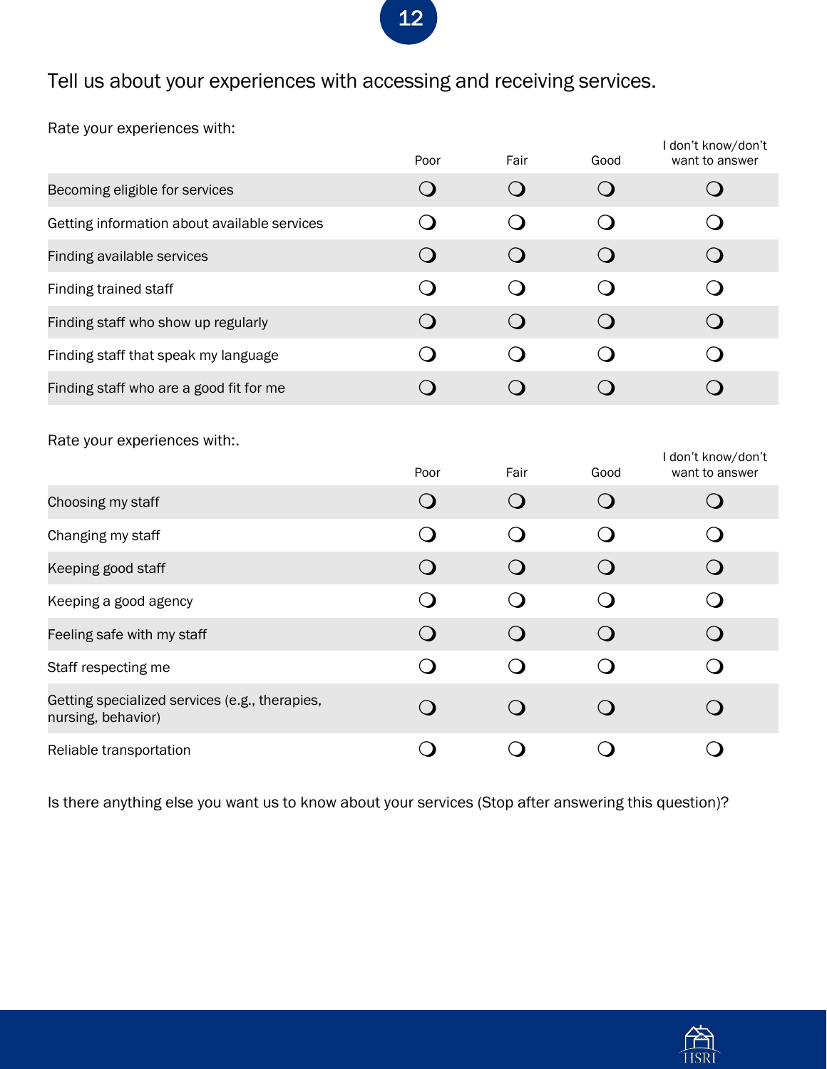## Tell us about your experiences with accessing and receiving services.

Rate your experiences with:

| | Poor | Fair | Good | I don't know/don't want to answer |
|---|---|---|---|---|
| Becoming eligible for services | ❍ | ❍ | ❍ | ❍ |
| Getting information about available services | ❍ | ❍ | ❍ | ❍ |
| Finding available services | ❍ | ❍ | ❍ | ❍ |
| Finding trained staff | ❍ | ❍ | ❍ | ❍ |
| Finding staff who show up regularly | ❍ | ❍ | ❍ | ❍ |
| Finding staff that speak my language | ❍ | ❍ | ❍ | ❍ |
| Finding staff who are a good fit for me | ❍ | ❍ | ❍ | ❍ |

Rate your experiences with:.

| | Poor | Fair | Good | I don't know/don't want to answer |
|---|---|---|---|---|
| Choosing my staff | ❍ | ❍ | ❍ | ❍ |
| Changing my staff | ❍ | ❍ | ❍ | ❍ |
| Keeping good staff | ❍ | ❍ | ❍ | ❍ |
| Keeping a good agency | ❍ | ❍ | ❍ | ❍ |
| Feeling safe with my staff | ❍ | ❍ | ❍ | ❍ |
| Staff respecting me | ❍ | ❍ | ❍ | ❍ |
| Getting specialized services (e.g., therapies, nursing, behavior) | ❍ | ❍ | ❍ | ❍ |
| Reliable transportation | ❍ | ❍ | ❍ | ❍ |

Is there anything else you want us to know about your services (Stop after answering this question)?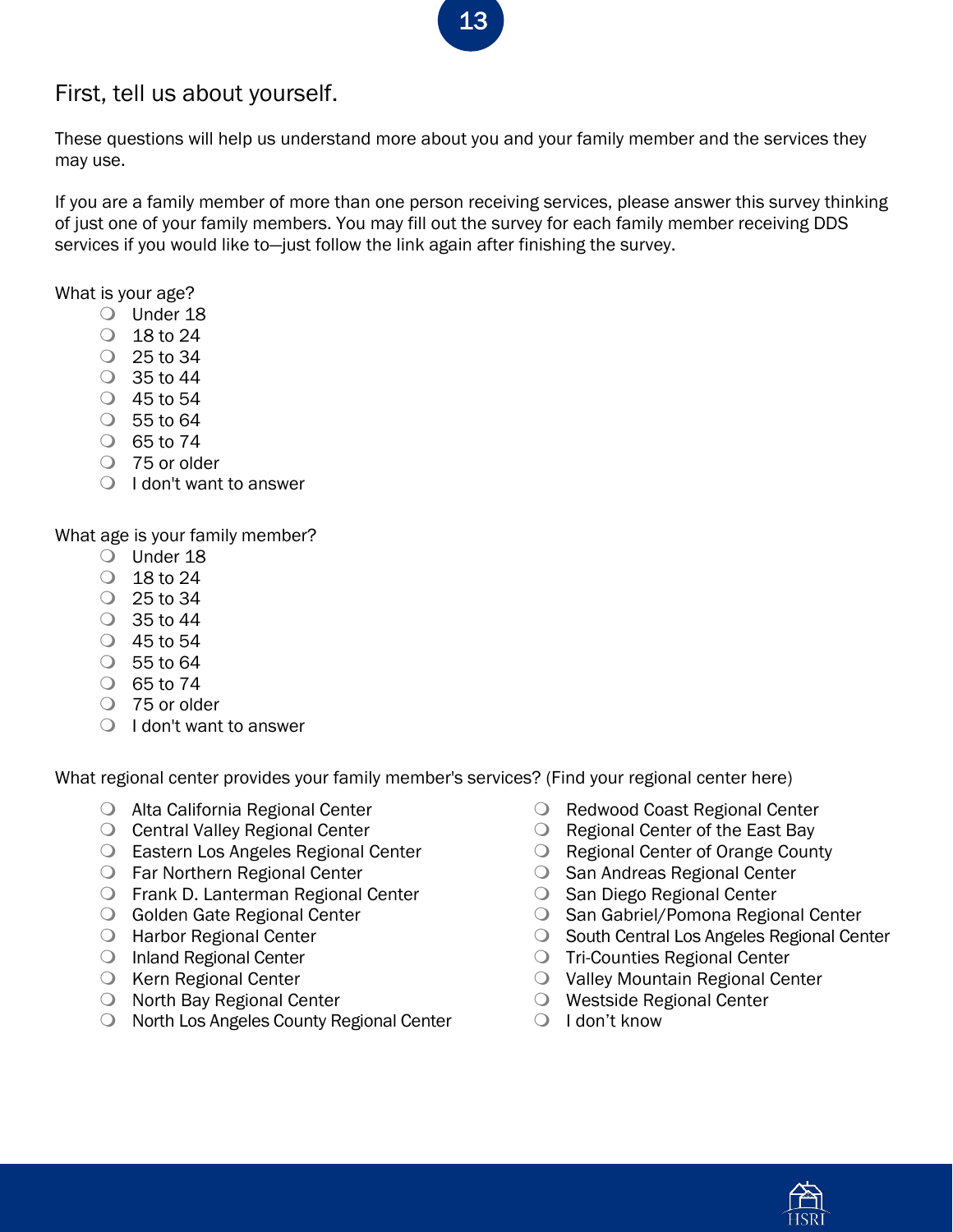## First, tell us about yourself.

These questions will help us understand more about you and your family member and the services they may use.

If you are a family member of more than one person receiving services, please answer this survey thinking of just one of your family members. You may fill out the survey for each family member receiving DDS services if you would like to—just follow the link again after finishing the survey.

What is your age?

- ❍ Under 18
- ❍ 18 to 24
- ❍ 25 to 34
- ❍ 35 to 44
- ❍ 45 to 54
- ❍ 55 to 64
- ❍ 65 to 74
- ❍ 75 or older
- ❍ I don't want to answer

What age is your family member?

- ❍ Under 18
- ❍ 18 to 24
- ❍ 25 to 34
- ❍ 35 to 44
- ❍ 45 to 54
- ❍ 55 to 64
- ❍ 65 to 74
- ❍ 75 or older
- ❍ I don't want to answer

What regional center provides your family member's services? (Find your regional center here)

- ❍ Alta California Regional Center
- ❍ Central Valley Regional Center
- ❍ Eastern Los Angeles Regional Center
- ❍ Far Northern Regional Center
- ❍ Frank D. Lanterman Regional Center
- ❍ Golden Gate Regional Center
- ❍ Harbor Regional Center
- ❍ Inland Regional Center
- ❍ Kern Regional Center
- ❍ North Bay Regional Center
- ❍ North Los Angeles County Regional Center
- ❍ Redwood Coast Regional Center
- ❍ Regional Center of the East Bay
- ❍ Regional Center of Orange County
- ❍ San Andreas Regional Center
- ❍ San Diego Regional Center
- ❍ San Gabriel/Pomona Regional Center
- ❍ South Central Los Angeles Regional Center
- ❍ Tri-Counties Regional Center
- ❍ Valley Mountain Regional Center
- ❍ Westside Regional Center
- ❍ I don't know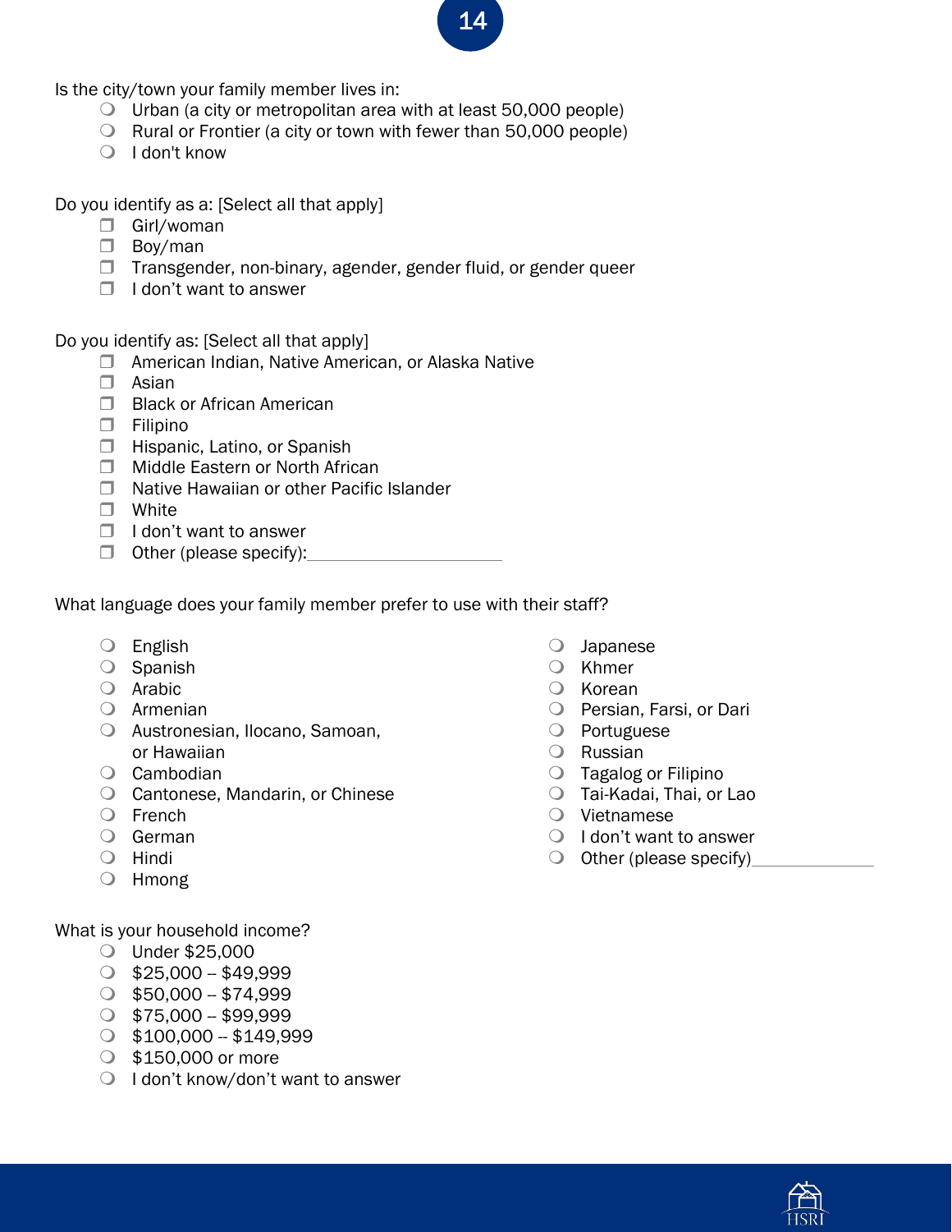Is the city/town your family member lives in:

- ❍ Urban (a city or metropolitan area with at least 50,000 people)
- ❍ Rural or Frontier (a city or town with fewer than 50,000 people)
- ❍ I don't know

Do you identify as a: [Select all that apply]

- ❒ Girl/woman
- ❒ Boy/man
- ❒ Transgender, non-binary, agender, gender fluid, or gender queer
- ❒ I don't want to answer

Do you identify as: [Select all that apply]

- ❒ American Indian, Native American, or Alaska Native
- ❒ Asian
- ❒ Black or African American
- ❒ Filipino
- ❒ Hispanic, Latino, or Spanish
- ❒ Middle Eastern or North African
- ❒ Native Hawaiian or other Pacific Islander
- ❒ White
- ❒ I don't want to answer
- ❒ Other (please specify):_______________

What language does your family member prefer to use with their staff?

- ❍ English
- ❍ Spanish
- ❍ Arabic
- ❍ Armenian
- ❍ Austronesian, Ilocano, Samoan, or Hawaiian
- ❍ Cambodian
- ❍ Cantonese, Mandarin, or Chinese
- ❍ French
- ❍ German
- ❍ Hindi
- ❍ Hmong
- ❍ Japanese
- ❍ Khmer
- ❍ Korean
- ❍ Persian, Farsi, or Dari
- ❍ Portuguese
- ❍ Russian
- ❍ Tagalog or Filipino
- ❍ Tai-Kadai, Thai, or Lao
- ❍ Vietnamese
- ❍ I don't want to answer
- ❍ Other (please specify)_______________

What is your household income?

- ❍ Under $25,000
- ❍ $25,000 – $49,999
- ❍ $50,000 – $74,999
- ❍ $75,000 – $99,999
- ❍ $100,000 -- $149,999
- ❍ $150,000 or more
- ❍ I don't know/don't want to answer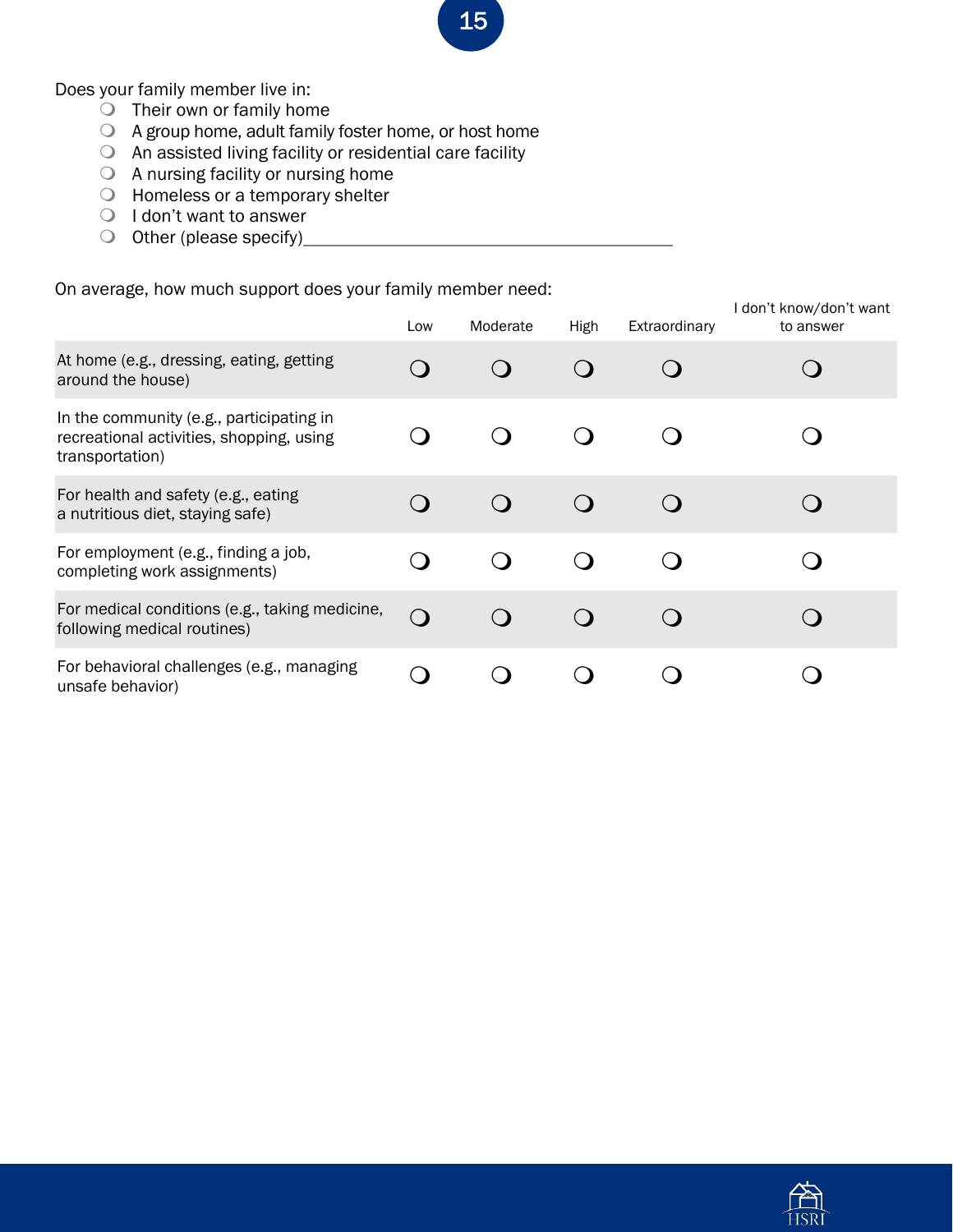Does your family member live in:

- ❍ Their own or family home
- ❍ A group home, adult family foster home, or host home
- ❍ An assisted living facility or residential care facility
- ❍ A nursing facility or nursing home
- ❍ Homeless or a temporary shelter
- ❍ I don't want to answer
- ❍ Other (please specify)\_\_\_\_\_\_\_\_\_\_\_\_\_\_\_\_\_\_\_\_\_\_\_\_\_\_\_\_\_\_\_\_\_\_\_\_\_\_\_\_\_\_\_

On average, how much support does your family member need:

| | Low | Moderate | High | Extraordinary | I don't know/don't want to answer |
|---|---|---|---|---|---|
| At home (e.g., dressing, eating, getting around the house) | ❍ | ❍ | ❍ | ❍ | ❍ |
| In the community (e.g., participating in recreational activities, shopping, using transportation) | ❍ | ❍ | ❍ | ❍ | ❍ |
| For health and safety (e.g., eating a nutritious diet, staying safe) | ❍ | ❍ | ❍ | ❍ | ❍ |
| For employment (e.g., finding a job, completing work assignments) | ❍ | ❍ | ❍ | ❍ | ❍ |
| For medical conditions (e.g., taking medicine, following medical routines) | ❍ | ❍ | ❍ | ❍ | ❍ |
| For behavioral challenges (e.g., managing unsafe behavior) | ❍ | ❍ | ❍ | ❍ | ❍ |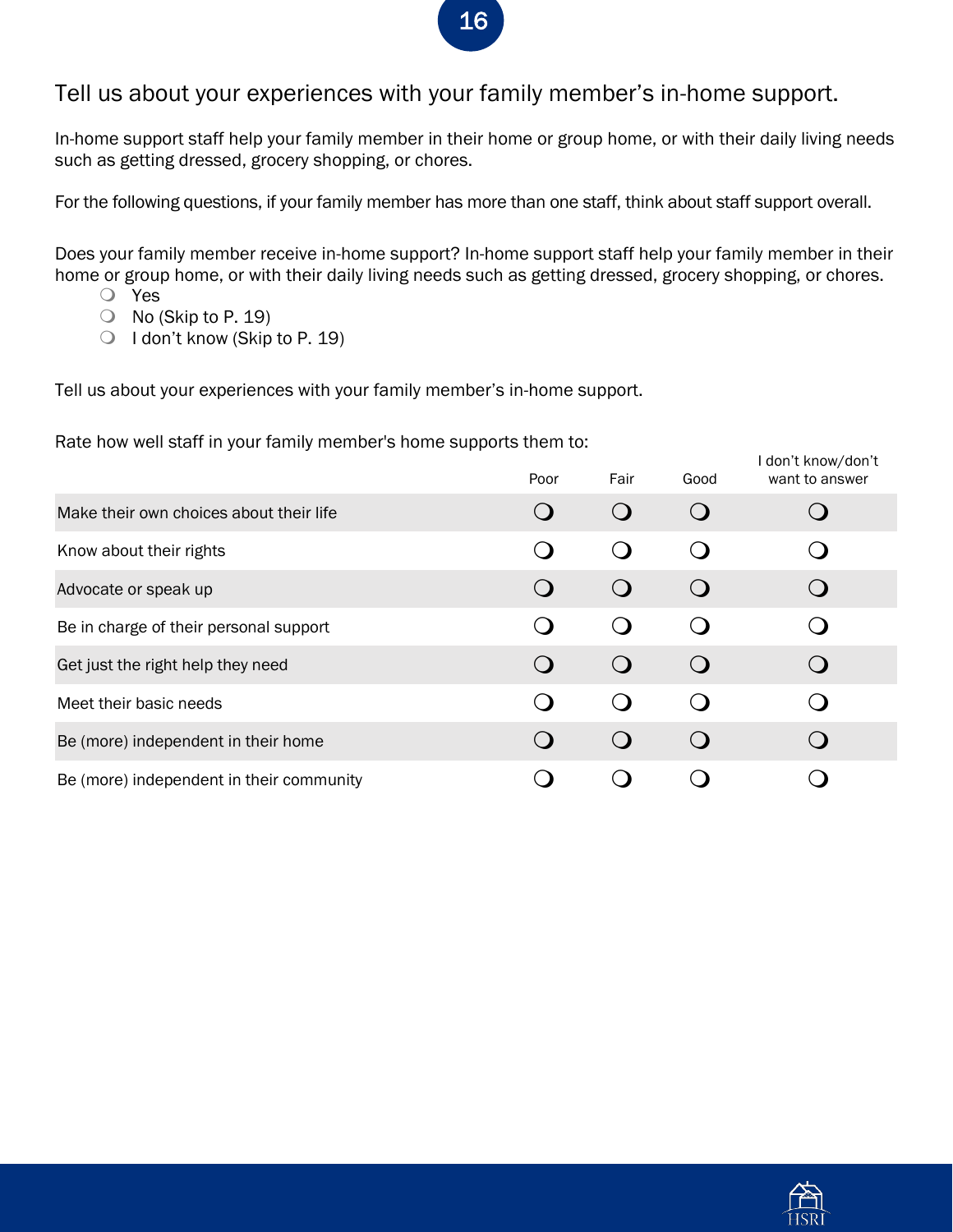## Tell us about your experiences with your family member's in-home support.

In-home support staff help your family member in their home or group home, or with their daily living needs such as getting dressed, grocery shopping, or chores.

For the following questions, if your family member has more than one staff, think about staff support overall.

Does your family member receive in-home support? In-home support staff help your family member in their home or group home, or with their daily living needs such as getting dressed, grocery shopping, or chores.

- ❍ Yes
- ❍ No (Skip to P. 19)
- ❍ I don't know (Skip to P. 19)

Tell us about your experiences with your family member's in-home support.

Rate how well staff in your family member's home supports them to:

| | Poor | Fair | Good | I don't know/don't want to answer |
|---|---|---|---|---|
| Make their own choices about their life | ❍ | ❍ | ❍ | ❍ |
| Know about their rights | ❍ | ❍ | ❍ | ❍ |
| Advocate or speak up | ❍ | ❍ | ❍ | ❍ |
| Be in charge of their personal support | ❍ | ❍ | ❍ | ❍ |
| Get just the right help they need | ❍ | ❍ | ❍ | ❍ |
| Meet their basic needs | ❍ | ❍ | ❍ | ❍ |
| Be (more) independent in their home | ❍ | ❍ | ❍ | ❍ |
| Be (more) independent in their community | ❍ | ❍ | ❍ | ❍ |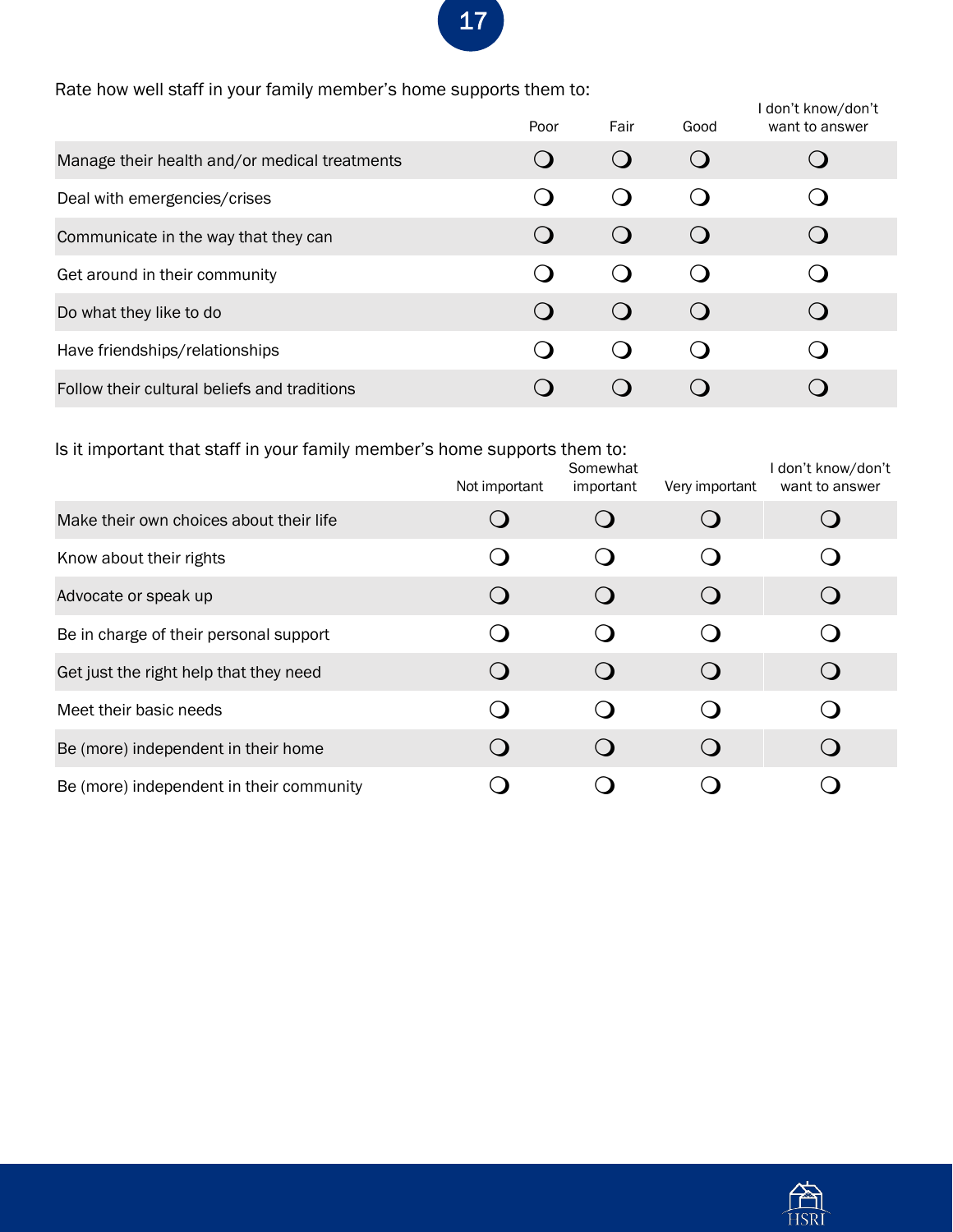Rate how well staff in your family member's home supports them to:

| | Poor | Fair | Good | I don't know/don't want to answer |
|---|---|---|---|---|
| Manage their health and/or medical treatments | ❍ | ❍ | ❍ | ❍ |
| Deal with emergencies/crises | ❍ | ❍ | ❍ | ❍ |
| Communicate in the way that they can | ❍ | ❍ | ❍ | ❍ |
| Get around in their community | ❍ | ❍ | ❍ | ❍ |
| Do what they like to do | ❍ | ❍ | ❍ | ❍ |
| Have friendships/relationships | ❍ | ❍ | ❍ | ❍ |
| Follow their cultural beliefs and traditions | ❍ | ❍ | ❍ | ❍ |

Is it important that staff in your family member's home supports them to:

| | Not important | Somewhat important | Very important | I don't know/don't want to answer |
|---|---|---|---|---|
| Make their own choices about their life | ❍ | ❍ | ❍ | ❍ |
| Know about their rights | ❍ | ❍ | ❍ | ❍ |
| Advocate or speak up | ❍ | ❍ | ❍ | ❍ |
| Be in charge of their personal support | ❍ | ❍ | ❍ | ❍ |
| Get just the right help that they need | ❍ | ❍ | ❍ | ❍ |
| Meet their basic needs | ❍ | ❍ | ❍ | ❍ |
| Be (more) independent in their home | ❍ | ❍ | ❍ | ❍ |
| Be (more) independent in their community | ❍ | ❍ | ❍ | ❍ |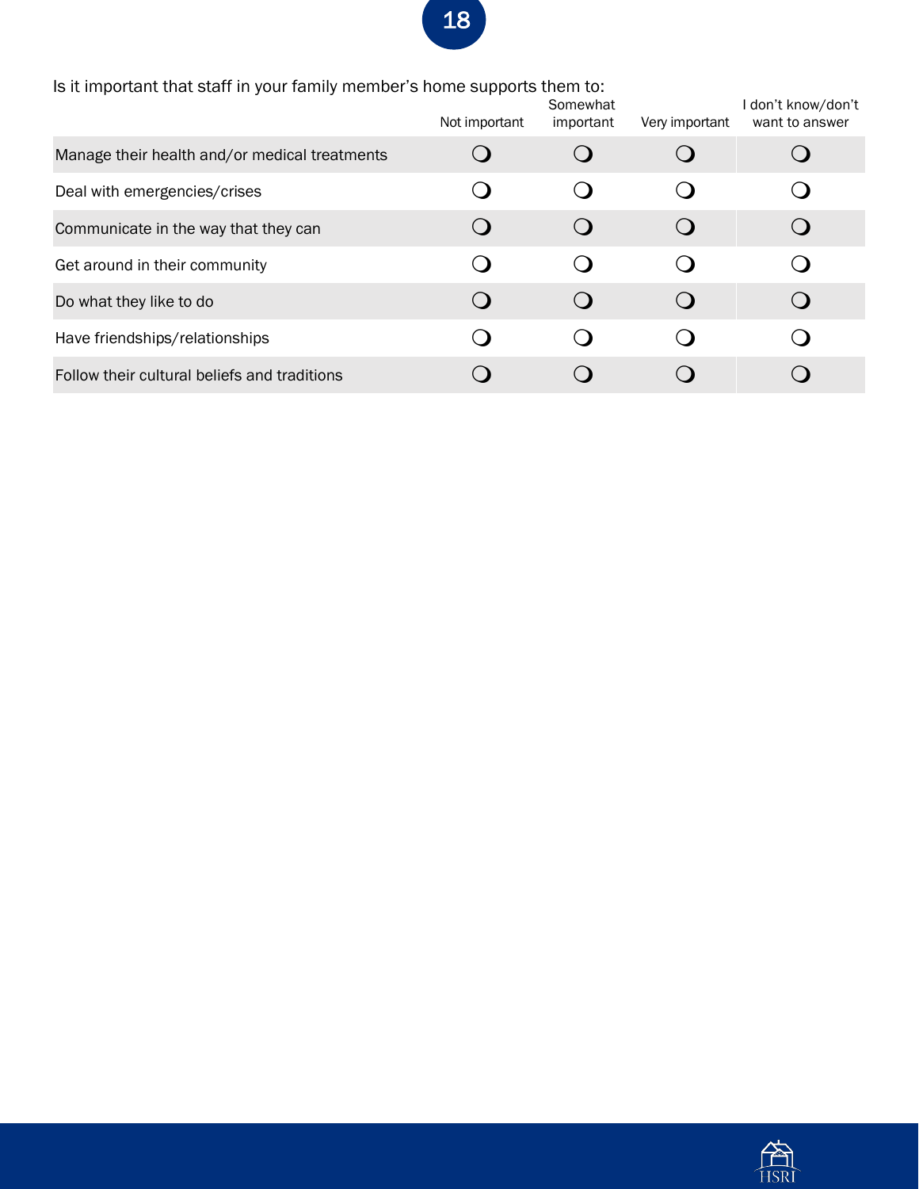Is it important that staff in your family member's home supports them to:

| | Not important | Somewhat important | Very important | I don't know/don't want to answer |
|---|---|---|---|---|
| Manage their health and/or medical treatments | ❍ | ❍ | ❍ | ❍ |
| Deal with emergencies/crises | ❍ | ❍ | ❍ | ❍ |
| Communicate in the way that they can | ❍ | ❍ | ❍ | ❍ |
| Get around in their community | ❍ | ❍ | ❍ | ❍ |
| Do what they like to do | ❍ | ❍ | ❍ | ❍ |
| Have friendships/relationships | ❍ | ❍ | ❍ | ❍ |
| Follow their cultural beliefs and traditions | ❍ | ❍ | ❍ | ❍ |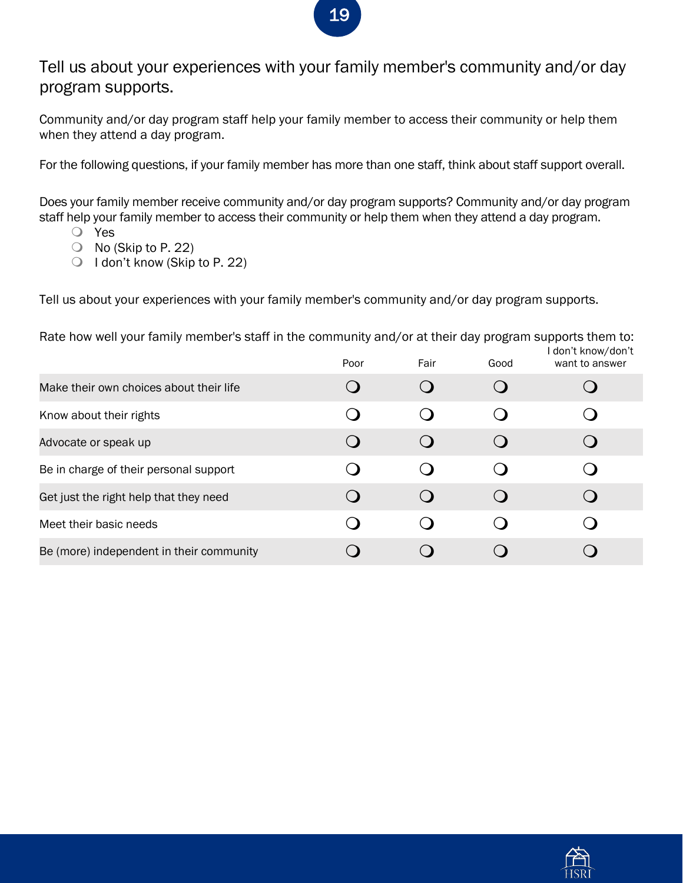## Tell us about your experiences with your family member's community and/or day program supports.

Community and/or day program staff help your family member to access their community or help them when they attend a day program.

For the following questions, if your family member has more than one staff, think about staff support overall.

Does your family member receive community and/or day program supports? Community and/or day program staff help your family member to access their community or help them when they attend a day program.

- ❍ Yes
- ❍ No (Skip to P. 22)
- ❍ I don't know (Skip to P. 22)

Tell us about your experiences with your family member's community and/or day program supports.

Rate how well your family member's staff in the community and/or at their day program supports them to:

| | Poor | Fair | Good | I don't know/don't want to answer |
|---|---|---|---|---|
| Make their own choices about their life | ❍ | ❍ | ❍ | ❍ |
| Know about their rights | ❍ | ❍ | ❍ | ❍ |
| Advocate or speak up | ❍ | ❍ | ❍ | ❍ |
| Be in charge of their personal support | ❍ | ❍ | ❍ | ❍ |
| Get just the right help that they need | ❍ | ❍ | ❍ | ❍ |
| Meet their basic needs | ❍ | ❍ | ❍ | ❍ |
| Be (more) independent in their community | ❍ | ❍ | ❍ | ❍ |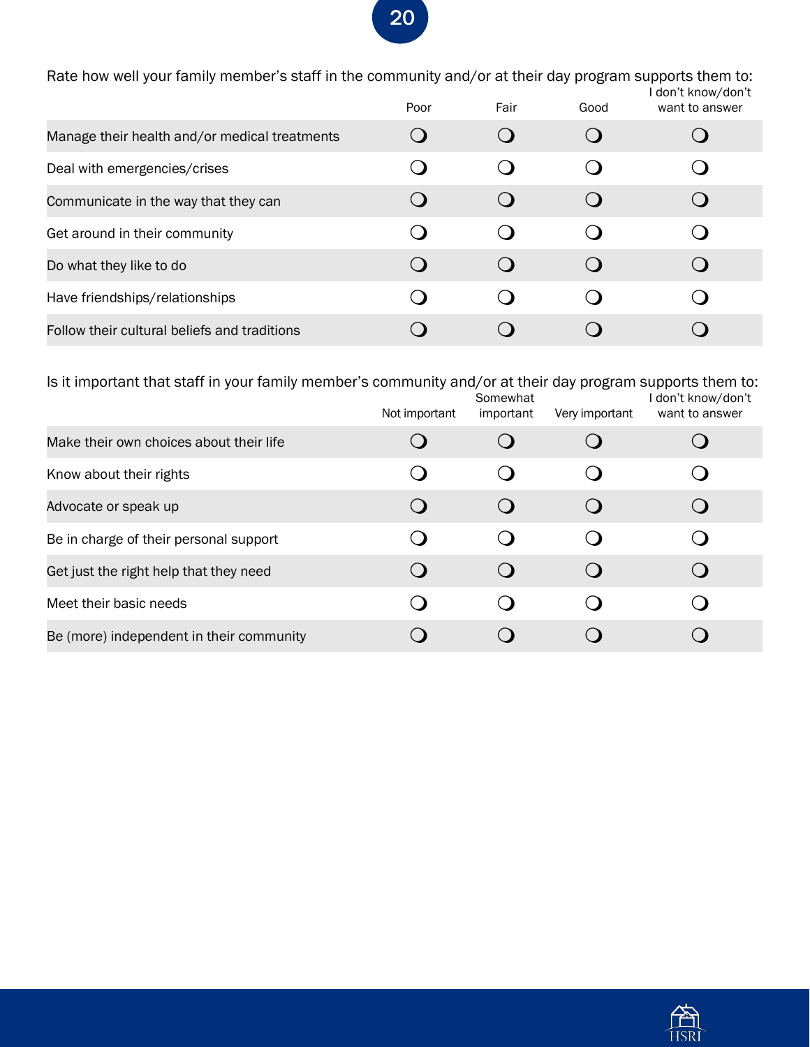Rate how well your family member's staff in the community and/or at their day program supports them to:

| | Poor | Fair | Good | I don't know/don't want to answer |
|---|---|---|---|---|
| Manage their health and/or medical treatments | ❍ | ❍ | ❍ | ❍ |
| Deal with emergencies/crises | ❍ | ❍ | ❍ | ❍ |
| Communicate in the way that they can | ❍ | ❍ | ❍ | ❍ |
| Get around in their community | ❍ | ❍ | ❍ | ❍ |
| Do what they like to do | ❍ | ❍ | ❍ | ❍ |
| Have friendships/relationships | ❍ | ❍ | ❍ | ❍ |
| Follow their cultural beliefs and traditions | ❍ | ❍ | ❍ | ❍ |

Is it important that staff in your family member's community and/or at their day program supports them to:

| | Not important | Somewhat important | Very important | I don't know/don't want to answer |
|---|---|---|---|---|
| Make their own choices about their life | ❍ | ❍ | ❍ | ❍ |
| Know about their rights | ❍ | ❍ | ❍ | ❍ |
| Advocate or speak up | ❍ | ❍ | ❍ | ❍ |
| Be in charge of their personal support | ❍ | ❍ | ❍ | ❍ |
| Get just the right help that they need | ❍ | ❍ | ❍ | ❍ |
| Meet their basic needs | ❍ | ❍ | ❍ | ❍ |
| Be (more) independent in their community | ❍ | ❍ | ❍ | ❍ |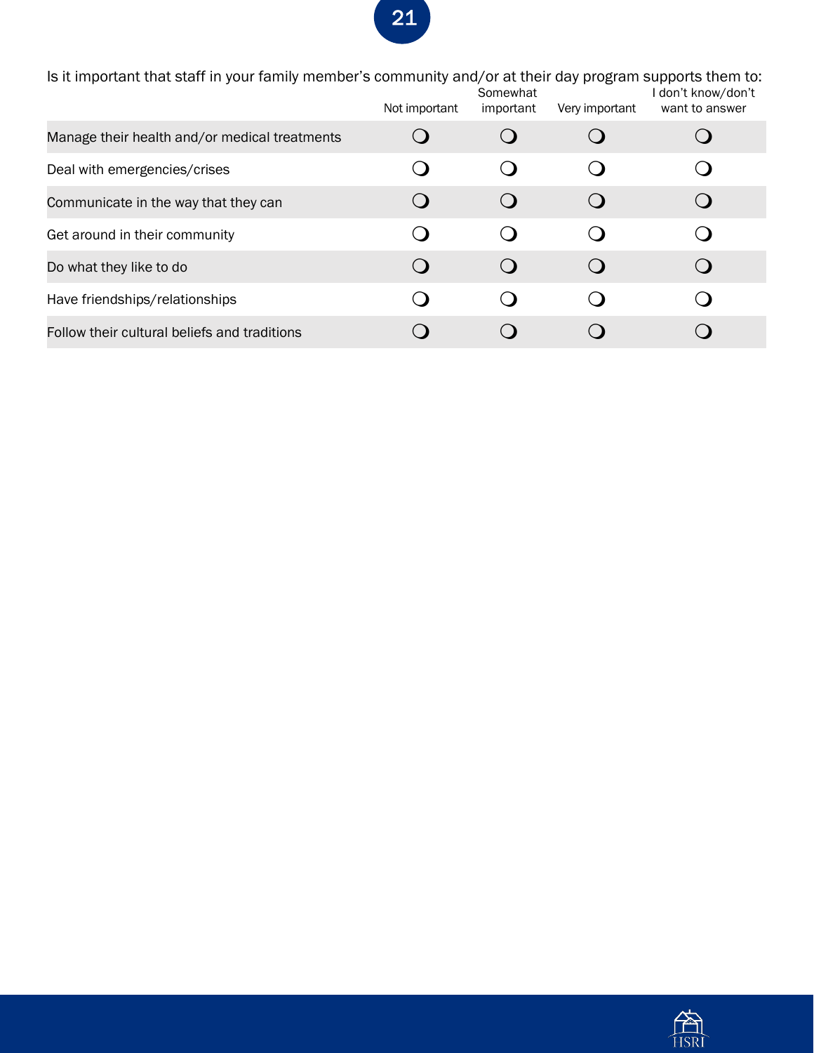Is it important that staff in your family member's community and/or at their day program supports them to:

| | Not important | Somewhat important | Very important | I don't know/don't want to answer |
|---|---|---|---|---|
| Manage their health and/or medical treatments | ❍ | ❍ | ❍ | ❍ |
| Deal with emergencies/crises | ❍ | ❍ | ❍ | ❍ |
| Communicate in the way that they can | ❍ | ❍ | ❍ | ❍ |
| Get around in their community | ❍ | ❍ | ❍ | ❍ |
| Do what they like to do | ❍ | ❍ | ❍ | ❍ |
| Have friendships/relationships | ❍ | ❍ | ❍ | ❍ |
| Follow their cultural beliefs and traditions | ❍ | ❍ | ❍ | ❍ |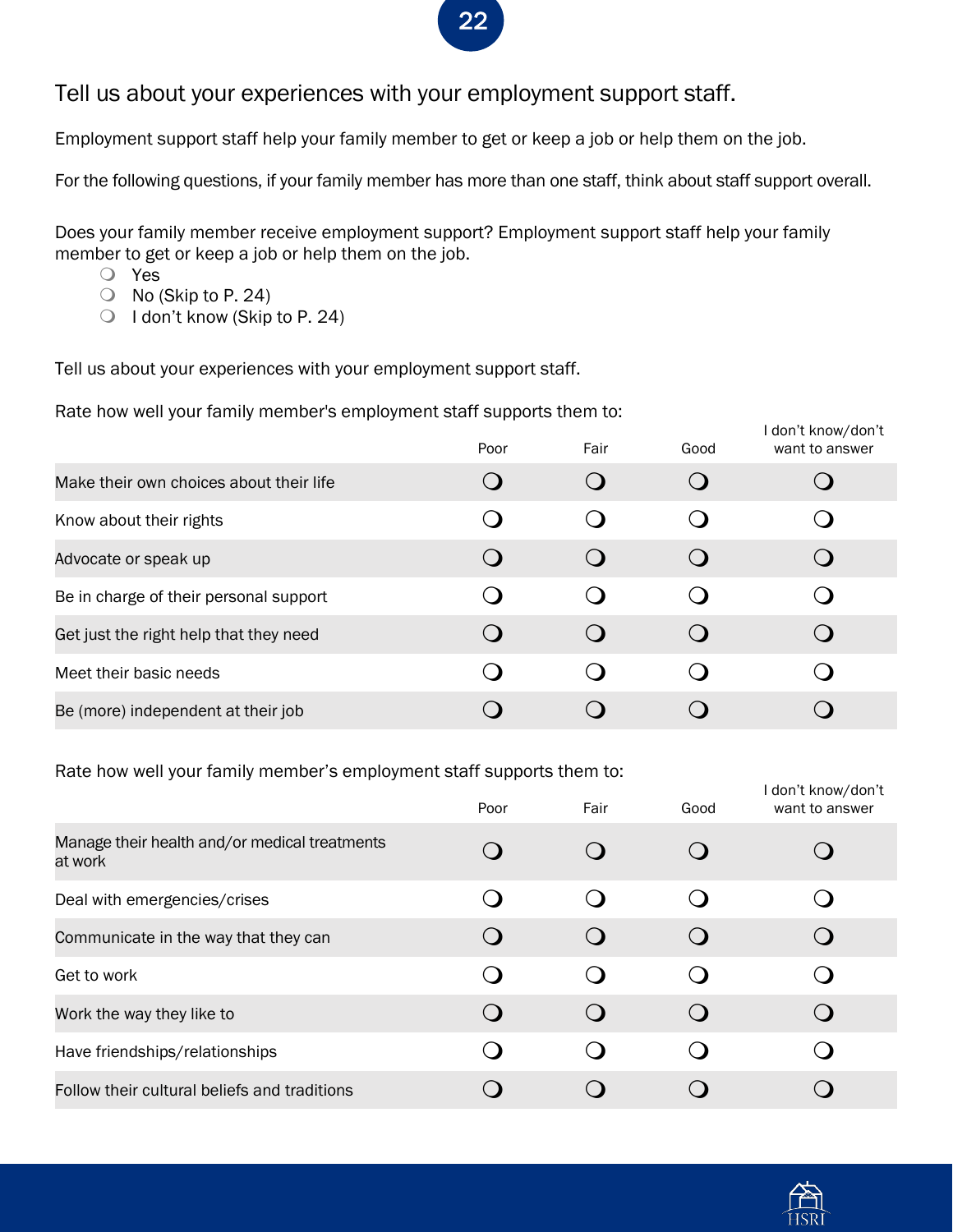## Tell us about your experiences with your employment support staff.

Employment support staff help your family member to get or keep a job or help them on the job.

For the following questions, if your family member has more than one staff, think about staff support overall.

Does your family member receive employment support? Employment support staff help your family member to get or keep a job or help them on the job.

- ❍ Yes
- ❍ No (Skip to P. 24)
- ❍ I don't know (Skip to P. 24)

Tell us about your experiences with your employment support staff.

Rate how well your family member's employment staff supports them to:

| | Poor | Fair | Good | I don't know/don't want to answer |
|---|---|---|---|---|
| Make their own choices about their life | ❍ | ❍ | ❍ | ❍ |
| Know about their rights | ❍ | ❍ | ❍ | ❍ |
| Advocate or speak up | ❍ | ❍ | ❍ | ❍ |
| Be in charge of their personal support | ❍ | ❍ | ❍ | ❍ |
| Get just the right help that they need | ❍ | ❍ | ❍ | ❍ |
| Meet their basic needs | ❍ | ❍ | ❍ | ❍ |
| Be (more) independent at their job | ❍ | ❍ | ❍ | ❍ |

Rate how well your family member's employment staff supports them to:

| | Poor | Fair | Good | I don't know/don't want to answer |
|---|---|---|---|---|
| Manage their health and/or medical treatments at work | ❍ | ❍ | ❍ | ❍ |
| Deal with emergencies/crises | ❍ | ❍ | ❍ | ❍ |
| Communicate in the way that they can | ❍ | ❍ | ❍ | ❍ |
| Get to work | ❍ | ❍ | ❍ | ❍ |
| Work the way they like to | ❍ | ❍ | ❍ | ❍ |
| Have friendships/relationships | ❍ | ❍ | ❍ | ❍ |
| Follow their cultural beliefs and traditions | ❍ | ❍ | ❍ | ❍ |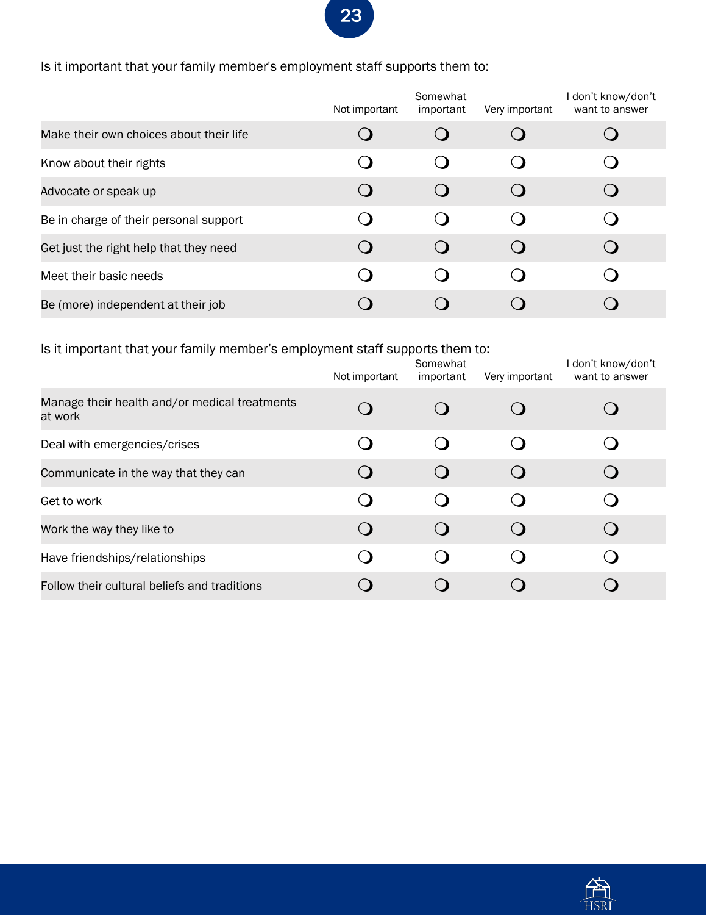Is it important that your family member's employment staff supports them to:

| | Not important | Somewhat important | Very important | I don't know/don't want to answer |
|---|---|---|---|---|
| Make their own choices about their life | ❍ | ❍ | ❍ | ❍ |
| Know about their rights | ❍ | ❍ | ❍ | ❍ |
| Advocate or speak up | ❍ | ❍ | ❍ | ❍ |
| Be in charge of their personal support | ❍ | ❍ | ❍ | ❍ |
| Get just the right help that they need | ❍ | ❍ | ❍ | ❍ |
| Meet their basic needs | ❍ | ❍ | ❍ | ❍ |
| Be (more) independent at their job | ❍ | ❍ | ❍ | ❍ |

Is it important that your family member's employment staff supports them to:

| | Not important | Somewhat important | Very important | I don't know/don't want to answer |
|---|---|---|---|---|
| Manage their health and/or medical treatments at work | ❍ | ❍ | ❍ | ❍ |
| Deal with emergencies/crises | ❍ | ❍ | ❍ | ❍ |
| Communicate in the way that they can | ❍ | ❍ | ❍ | ❍ |
| Get to work | ❍ | ❍ | ❍ | ❍ |
| Work the way they like to | ❍ | ❍ | ❍ | ❍ |
| Have friendships/relationships | ❍ | ❍ | ❍ | ❍ |
| Follow their cultural beliefs and traditions | ❍ | ❍ | ❍ | ❍ |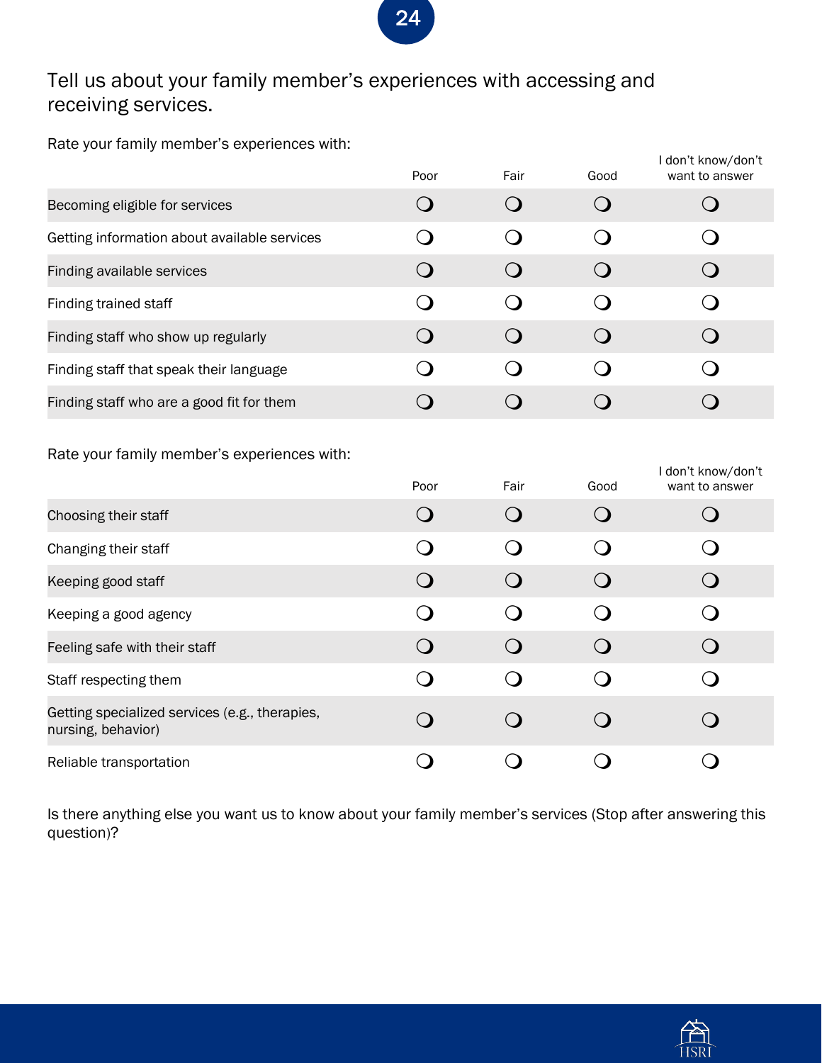## Tell us about your family member's experiences with accessing and receiving services.

Rate your family member's experiences with:

| | Poor | Fair | Good | I don't know/don't want to answer |
|---|---|---|---|---|
| Becoming eligible for services | ❍ | ❍ | ❍ | ❍ |
| Getting information about available services | ❍ | ❍ | ❍ | ❍ |
| Finding available services | ❍ | ❍ | ❍ | ❍ |
| Finding trained staff | ❍ | ❍ | ❍ | ❍ |
| Finding staff who show up regularly | ❍ | ❍ | ❍ | ❍ |
| Finding staff that speak their language | ❍ | ❍ | ❍ | ❍ |
| Finding staff who are a good fit for them | ❍ | ❍ | ❍ | ❍ |

Rate your family member's experiences with:

| | Poor | Fair | Good | I don't know/don't want to answer |
|---|---|---|---|---|
| Choosing their staff | ❍ | ❍ | ❍ | ❍ |
| Changing their staff | ❍ | ❍ | ❍ | ❍ |
| Keeping good staff | ❍ | ❍ | ❍ | ❍ |
| Keeping a good agency | ❍ | ❍ | ❍ | ❍ |
| Feeling safe with their staff | ❍ | ❍ | ❍ | ❍ |
| Staff respecting them | ❍ | ❍ | ❍ | ❍ |
| Getting specialized services (e.g., therapies, nursing, behavior) | ❍ | ❍ | ❍ | ❍ |
| Reliable transportation | ❍ | ❍ | ❍ | ❍ |

Is there anything else you want us to know about your family member's services (Stop after answering this question)?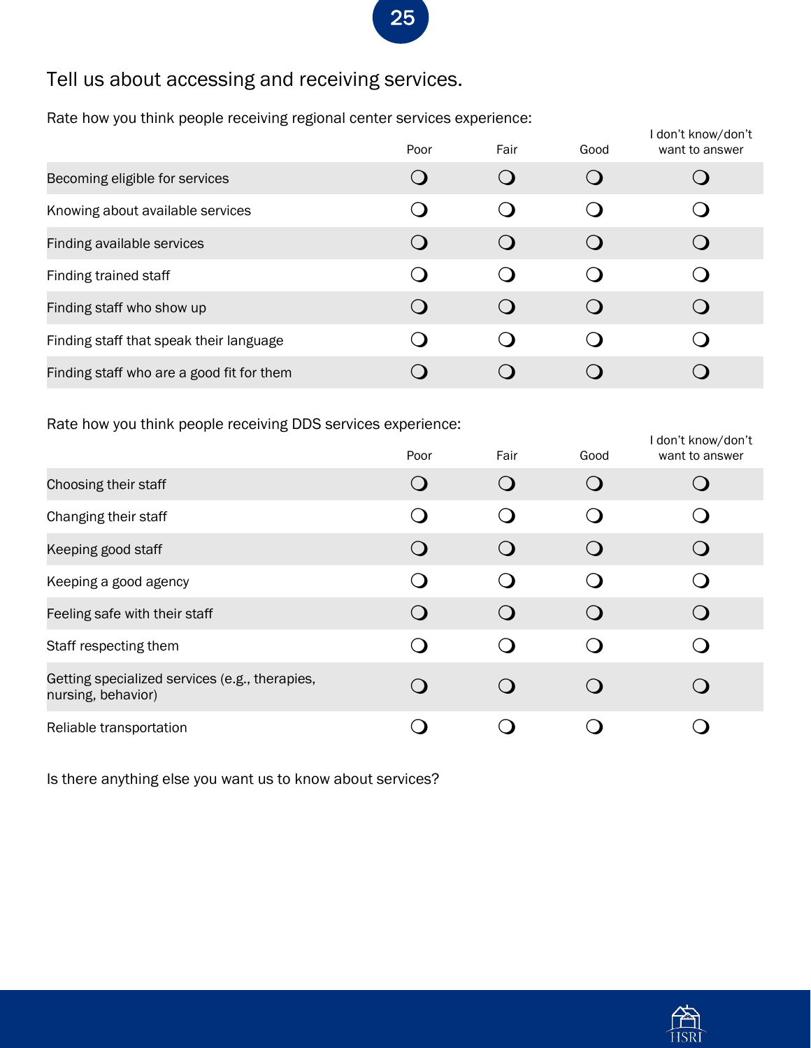## Tell us about accessing and receiving services.

Rate how you think people receiving regional center services experience:

| | Poor | Fair | Good | I don't know/don't want to answer |
|---|---|---|---|---|
| Becoming eligible for services | ❍ | ❍ | ❍ | ❍ |
| Knowing about available services | ❍ | ❍ | ❍ | ❍ |
| Finding available services | ❍ | ❍ | ❍ | ❍ |
| Finding trained staff | ❍ | ❍ | ❍ | ❍ |
| Finding staff who show up | ❍ | ❍ | ❍ | ❍ |
| Finding staff that speak their language | ❍ | ❍ | ❍ | ❍ |
| Finding staff who are a good fit for them | ❍ | ❍ | ❍ | ❍ |

Rate how you think people receiving DDS services experience:

| | Poor | Fair | Good | I don't know/don't want to answer |
|---|---|---|---|---|
| Choosing their staff | ❍ | ❍ | ❍ | ❍ |
| Changing their staff | ❍ | ❍ | ❍ | ❍ |
| Keeping good staff | ❍ | ❍ | ❍ | ❍ |
| Keeping a good agency | ❍ | ❍ | ❍ | ❍ |
| Feeling safe with their staff | ❍ | ❍ | ❍ | ❍ |
| Staff respecting them | ❍ | ❍ | ❍ | ❍ |
| Getting specialized services (e.g., therapies, nursing, behavior) | ❍ | ❍ | ❍ | ❍ |
| Reliable transportation | ❍ | ❍ | ❍ | ❍ |

Is there anything else you want us to know about services?

HSRI